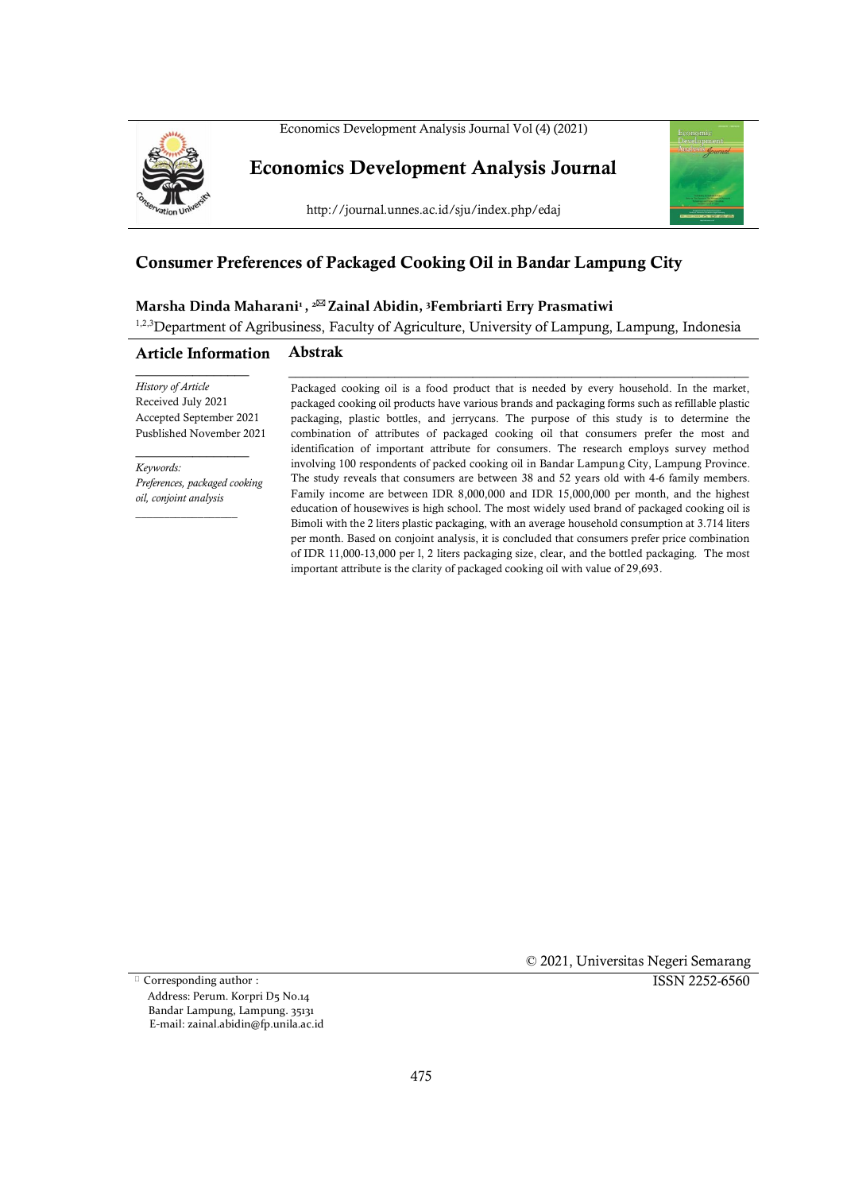# Consumer Preferences of Packaged Cooking Oil in Bandar Lampung City

**Marsha Dinda Maharani[1], [2]✉ Zainal Abidin, [3]Fembriarti Erry Prasmatiwi**

[1,2,3]Department of Agribusiness, Faculty of Agriculture, University of Lampung, Lampung, Indonesia

## Article Information

*History of Article*
Received July 2021
Accepted September 2021
Pusblished November 2021

*Keywords:*
*Preferences, packaged cooking oil, conjoint analysis*

## Abstrak

Packaged cooking oil is a food product that is needed by every household. In the market, packaged cooking oil products have various brands and packaging forms such as refillable plastic packaging, plastic bottles, and jerrycans. The purpose of this study is to determine the combination of attributes of packaged cooking oil that consumers prefer the most and identification of important attribute for consumers. The research employs survey method involving 100 respondents of packed cooking oil in Bandar Lampung City, Lampung Province. The study reveals that consumers are between 38 and 52 years old with 4-6 family members. Family income are between IDR 8,000,000 and IDR 15,000,000 per month, and the highest education of housewives is high school. The most widely used brand of packaged cooking oil is Bimoli with the 2 liters plastic packaging, with an average household consumption at 3.714 liters per month. Based on conjoint analysis, it is concluded that consumers prefer price combination of IDR 11,000-13,000 per l, 2 liters packaging size, clear, and the bottled packaging. The most important attribute is the clarity of packaged cooking oil with value of 29,693.

© 2021, Universitas Negeri Semarang

ISSN 2252-6560

✉ Corresponding author :
Address: Perum. Korpri D5 No.14
Bandar Lampung, Lampung. 35131
E-mail: zainal.abidin@fp.unila.ac.id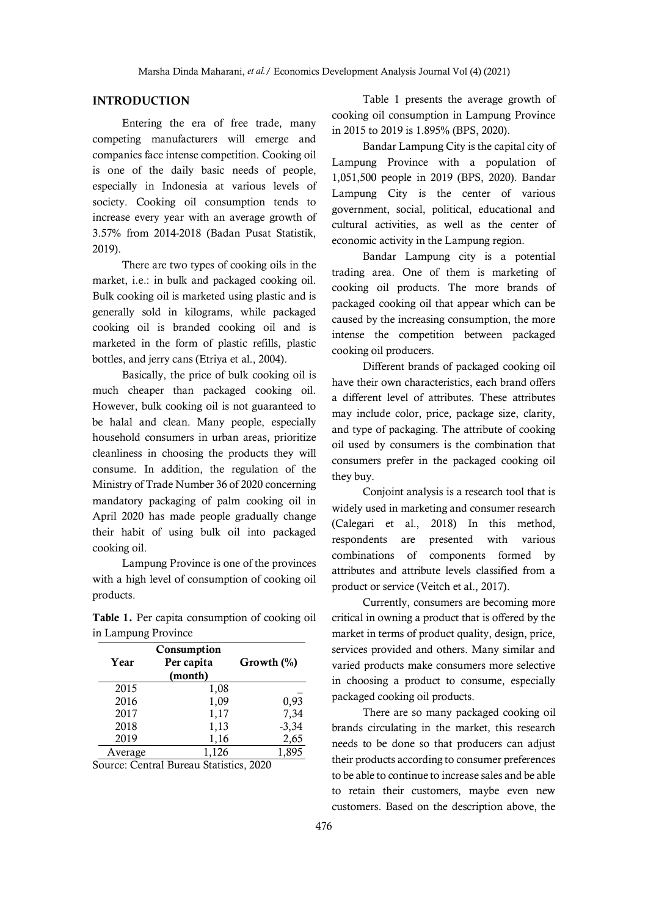## INTRODUCTION

Entering the era of free trade, many competing manufacturers will emerge and companies face intense competition. Cooking oil is one of the daily basic needs of people, especially in Indonesia at various levels of society. Cooking oil consumption tends to increase every year with an average growth of 3.57% from 2014-2018 (Badan Pusat Statistik, 2019).

There are two types of cooking oils in the market, i.e.: in bulk and packaged cooking oil. Bulk cooking oil is marketed using plastic and is generally sold in kilograms, while packaged cooking oil is branded cooking oil and is marketed in the form of plastic refills, plastic bottles, and jerry cans (Etriya et al., 2004).

Basically, the price of bulk cooking oil is much cheaper than packaged cooking oil. However, bulk cooking oil is not guaranteed to be halal and clean. Many people, especially household consumers in urban areas, prioritize cleanliness in choosing the products they will consume. In addition, the regulation of the Ministry of Trade Number 36 of 2020 concerning mandatory packaging of palm cooking oil in April 2020 has made people gradually change their habit of using bulk oil into packaged cooking oil.

Lampung Province is one of the provinces with a high level of consumption of cooking oil products.

**Table 1.** Per capita consumption of cooking oil in Lampung Province

| Year | Consumption Per capita (month) | Growth (%) |
|---|---|---|
| 2015 | 1,08 | – |
| 2016 | 1,09 | 0,93 |
| 2017 | 1,17 | 7,34 |
| 2018 | 1,13 | -3,34 |
| 2019 | 1,16 | 2,65 |
| Average | 1,126 | 1,895 |

Source: Central Bureau Statistics, 2020

Table 1 presents the average growth of cooking oil consumption in Lampung Province in 2015 to 2019 is 1.895% (BPS, 2020).

Bandar Lampung City is the capital city of Lampung Province with a population of 1,051,500 people in 2019 (BPS, 2020). Bandar Lampung City is the center of various government, social, political, educational and cultural activities, as well as the center of economic activity in the Lampung region.

Bandar Lampung city is a potential trading area. One of them is marketing of cooking oil products. The more brands of packaged cooking oil that appear which can be caused by the increasing consumption, the more intense the competition between packaged cooking oil producers.

Different brands of packaged cooking oil have their own characteristics, each brand offers a different level of attributes. These attributes may include color, price, package size, clarity, and type of packaging. The attribute of cooking oil used by consumers is the combination that consumers prefer in the packaged cooking oil they buy.

Conjoint analysis is a research tool that is widely used in marketing and consumer research (Calegari et al., 2018) In this method, respondents are presented with various combinations of components formed by attributes and attribute levels classified from a product or service (Veitch et al., 2017).

Currently, consumers are becoming more critical in owning a product that is offered by the market in terms of product quality, design, price, services provided and others. Many similar and varied products make consumers more selective in choosing a product to consume, especially packaged cooking oil products.

There are so many packaged cooking oil brands circulating in the market, this research needs to be done so that producers can adjust their products according to consumer preferences to be able to continue to increase sales and be able to retain their customers, maybe even new customers. Based on the description above, the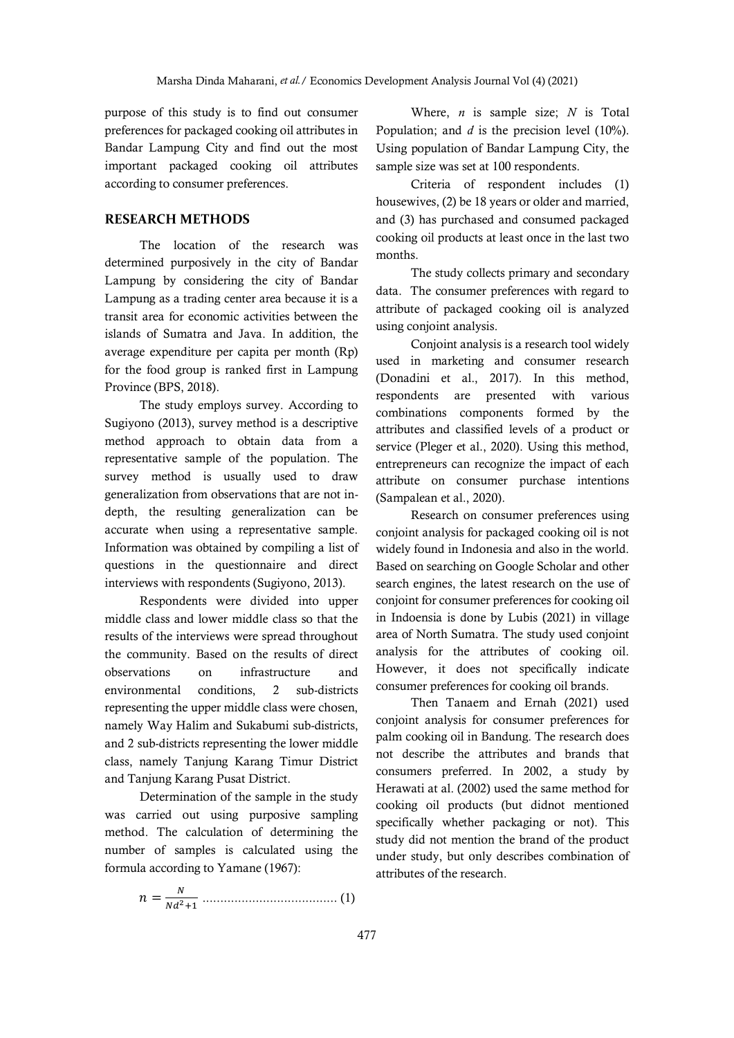purpose of this study is to find out consumer preferences for packaged cooking oil attributes in Bandar Lampung City and find out the most important packaged cooking oil attributes according to consumer preferences.

## RESEARCH METHODS

The location of the research was determined purposively in the city of Bandar Lampung by considering the city of Bandar Lampung as a trading center area because it is a transit area for economic activities between the islands of Sumatra and Java. In addition, the average expenditure per capita per month (Rp) for the food group is ranked first in Lampung Province (BPS, 2018).

The study employs survey. According to Sugiyono (2013), survey method is a descriptive method approach to obtain data from a representative sample of the population. The survey method is usually used to draw generalization from observations that are not in-depth, the resulting generalization can be accurate when using a representative sample. Information was obtained by compiling a list of questions in the questionnaire and direct interviews with respondents (Sugiyono, 2013).

Respondents were divided into upper middle class and lower middle class so that the results of the interviews were spread throughout the community. Based on the results of direct observations on infrastructure and environmental conditions, 2 sub-districts representing the upper middle class were chosen, namely Way Halim and Sukabumi sub-districts, and 2 sub-districts representing the lower middle class, namely Tanjung Karang Timur District and Tanjung Karang Pusat District.

Determination of the sample in the study was carried out using purposive sampling method. The calculation of determining the number of samples is calculated using the formula according to Yamane (1967):

$$n = \frac{N}{Nd^2+1} \quad \text{.......................................} (1)$$

Where, $n$ is sample size; $N$ is Total Population; and $d$ is the precision level (10%). Using population of Bandar Lampung City, the sample size was set at 100 respondents.

Criteria of respondent includes (1) housewives, (2) be 18 years or older and married, and (3) has purchased and consumed packaged cooking oil products at least once in the last two months.

The study collects primary and secondary data. The consumer preferences with regard to attribute of packaged cooking oil is analyzed using conjoint analysis.

Conjoint analysis is a research tool widely used in marketing and consumer research (Donadini et al., 2017). In this method, respondents are presented with various combinations components formed by the attributes and classified levels of a product or service (Pleger et al., 2020). Using this method, entrepreneurs can recognize the impact of each attribute on consumer purchase intentions (Sampalean et al., 2020).

Research on consumer preferences using conjoint analysis for packaged cooking oil is not widely found in Indonesia and also in the world. Based on searching on Google Scholar and other search engines, the latest research on the use of conjoint for consumer preferences for cooking oil in Indoensia is done by Lubis (2021) in village area of North Sumatra. The study used conjoint analysis for the attributes of cooking oil. However, it does not specifically indicate consumer preferences for cooking oil brands.

Then Tanaem and Ernah (2021) used conjoint analysis for consumer preferences for palm cooking oil in Bandung. The research does not describe the attributes and brands that consumers preferred. In 2002, a study by Herawati at al. (2002) used the same method for cooking oil products (but didnot mentioned specifically whether packaging or not). This study did not mention the brand of the product under study, but only describes combination of attributes of the research.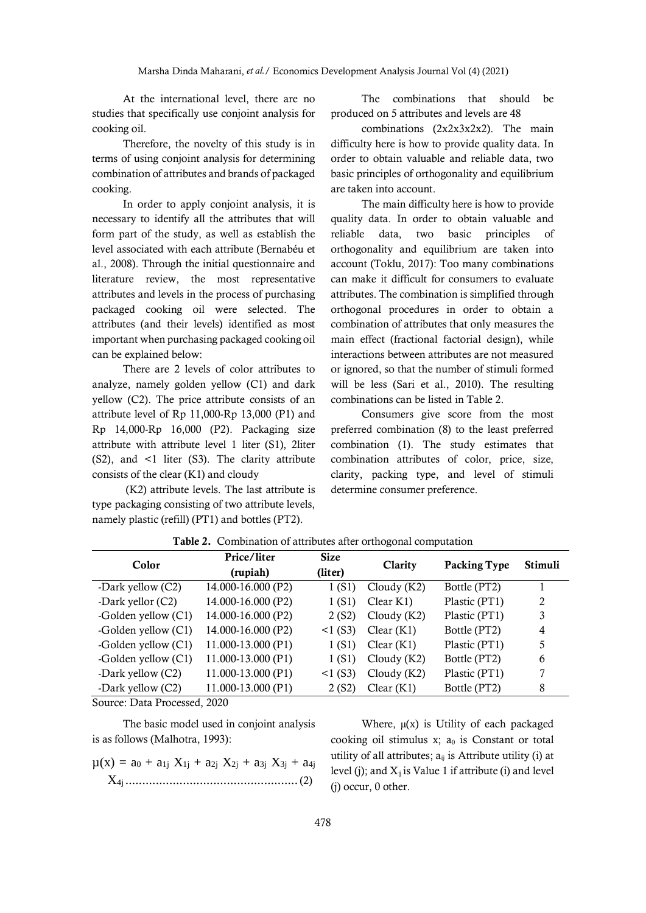At the international level, there are no studies that specifically use conjoint analysis for cooking oil.

Therefore, the novelty of this study is in terms of using conjoint analysis for determining combination of attributes and brands of packaged cooking.

In order to apply conjoint analysis, it is necessary to identify all the attributes that will form part of the study, as well as establish the level associated with each attribute (Bernabéu et al., 2008). Through the initial questionnaire and literature review, the most representative attributes and levels in the process of purchasing packaged cooking oil were selected. The attributes (and their levels) identified as most important when purchasing packaged cooking oil can be explained below:

There are 2 levels of color attributes to analyze, namely golden yellow (C1) and dark yellow (C2). The price attribute consists of an attribute level of Rp 11,000-Rp 13,000 (P1) and Rp 14,000-Rp 16,000 (P2). Packaging size attribute with attribute level 1 liter (S1), 2liter (S2), and <1 liter (S3). The clarity attribute consists of the clear (K1) and cloudy

(K2) attribute levels. The last attribute is type packaging consisting of two attribute levels, namely plastic (refill) (PT1) and bottles (PT2).

The combinations that should be produced on 5 attributes and levels are 48

combinations (2x2x3x2x2). The main difficulty here is how to provide quality data. In order to obtain valuable and reliable data, two basic principles of orthogonality and equilibrium are taken into account.

The main difficulty here is how to provide quality data. In order to obtain valuable and reliable data, two basic principles of orthogonality and equilibrium are taken into account (Toklu, 2017): Too many combinations can make it difficult for consumers to evaluate attributes. The combination is simplified through orthogonal procedures in order to obtain a combination of attributes that only measures the main effect (fractional factorial design), while interactions between attributes are not measured or ignored, so that the number of stimuli formed will be less (Sari et al., 2010). The resulting combinations can be listed in Table 2.

Consumers give score from the most preferred combination (8) to the least preferred combination (1). The study estimates that combination attributes of color, price, size, clarity, packing type, and level of stimuli determine consumer preference.

**Table 2.** Combination of attributes after orthogonal computation

| Color | Price/liter (rupiah) | Size (liter) | Clarity | Packing Type | Stimuli |
|---|---|---|---|---|---|
| -Dark yellow (C2) | 14.000-16.000 (P2) | 1 (S1) | Cloudy (K2) | Bottle (PT2) | 1 |
| -Dark yellor (C2) | 14.000-16.000 (P2) | 1 (S1) | Clear K1) | Plastic (PT1) | 2 |
| -Golden yellow (C1) | 14.000-16.000 (P2) | 2 (S2) | Cloudy (K2) | Plastic (PT1) | 3 |
| -Golden yellow (C1) | 14.000-16.000 (P2) | <1 (S3) | Clear (K1) | Bottle (PT2) | 4 |
| -Golden yellow (C1) | 11.000-13.000 (P1) | 1 (S1) | Clear (K1) | Plastic (PT1) | 5 |
| -Golden yellow (C1) | 11.000-13.000 (P1) | 1 (S1) | Cloudy (K2) | Bottle (PT2) | 6 |
| -Dark yellow (C2) | 11.000-13.000 (P1) | <1 (S3) | Cloudy (K2) | Plastic (PT1) | 7 |
| -Dark yellow (C2) | 11.000-13.000 (P1) | 2 (S2) | Clear (K1) | Bottle (PT2) | 8 |

Source: Data Processed, 2020

The basic model used in conjoint analysis is as follows (Malhotra, 1993):

$$\mu(x) = a_0 + a_{1j} X_{1j} + a_{2j} X_{2j} + a_{3j} X_{3j} + a_{4j} X_{4j} \quad (2)$$

Where, $\mu(x)$ is Utility of each packaged cooking oil stimulus x; $a_0$ is Constant or total utility of all attributes; $a_{ij}$ is Attribute utility (i) at level (j); and $X_{ij}$ is Value 1 if attribute (i) and level (j) occur, 0 other.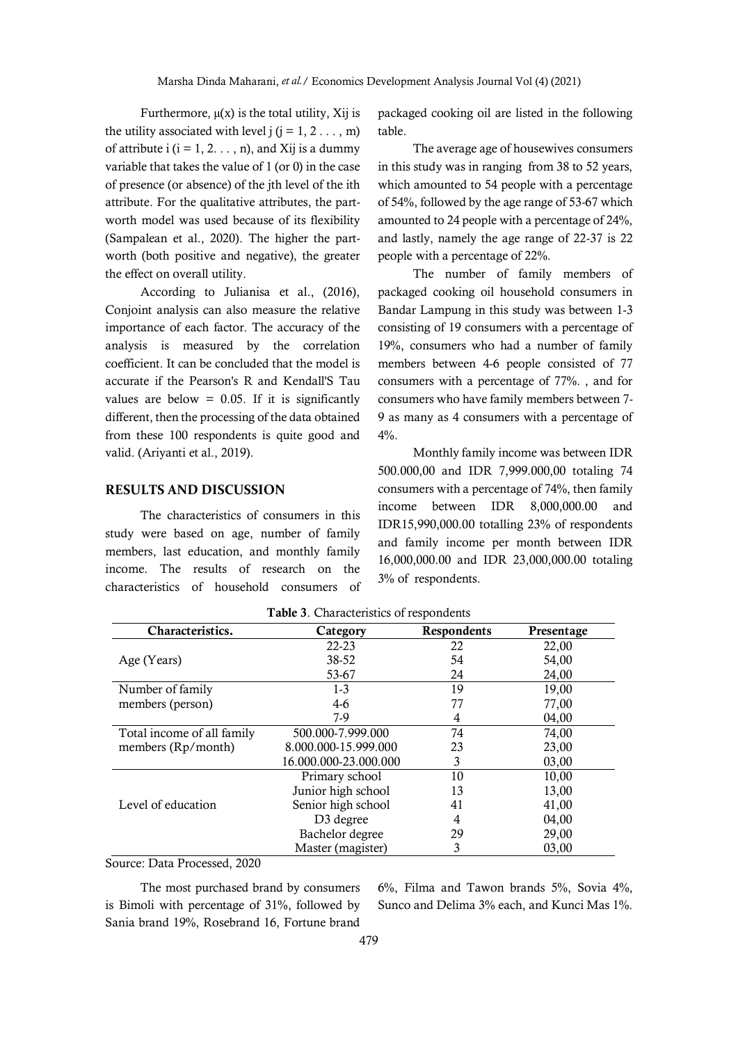Furthermore, μ(x) is the total utility, Xij is the utility associated with level j (j = 1, 2 . . . , m) of attribute i (i = 1, 2. . . , n), and Xij is a dummy variable that takes the value of 1 (or 0) in the case of presence (or absence) of the jth level of the ith attribute. For the qualitative attributes, the part-worth model was used because of its flexibility (Sampalean et al., 2020). The higher the part-worth (both positive and negative), the greater the effect on overall utility.

According to Julianisa et al., (2016), Conjoint analysis can also measure the relative importance of each factor. The accuracy of the analysis is measured by the correlation coefficient. It can be concluded that the model is accurate if the Pearson's R and Kendall'S Tau values are below = 0.05. If it is significantly different, then the processing of the data obtained from these 100 respondents is quite good and valid. (Ariyanti et al., 2019).

## RESULTS AND DISCUSSION

The characteristics of consumers in this study were based on age, number of family members, last education, and monthly family income. The results of research on the characteristics of household consumers of packaged cooking oil are listed in the following table.

The average age of housewives consumers in this study was in ranging from 38 to 52 years, which amounted to 54 people with a percentage of 54%, followed by the age range of 53-67 which amounted to 24 people with a percentage of 24%, and lastly, namely the age range of 22-37 is 22 people with a percentage of 22%.

The number of family members of packaged cooking oil household consumers in Bandar Lampung in this study was between 1-3 consisting of 19 consumers with a percentage of 19%, consumers who had a number of family members between 4-6 people consisted of 77 consumers with a percentage of 77%. , and for consumers who have family members between 7-9 as many as 4 consumers with a percentage of 4%.

Monthly family income was between IDR 500.000,00 and IDR 7,999.000,00 totaling 74 consumers with a percentage of 74%, then family income between IDR 8,000,000.00 and IDR15,990,000.00 totalling 23% of respondents and family income per month between IDR 16,000,000.00 and IDR 23,000,000.00 totaling 3% of respondents.

**Table 3**. Characteristics of respondents

| Characteristics. | Category | Respondents | Presentage |
|---|---|---|---|
| Age (Years) | 22-23 | 22 | 22,00 |
| | 38-52 | 54 | 54,00 |
| | 53-67 | 24 | 24,00 |
| Number of family members (person) | 1-3 | 19 | 19,00 |
| | 4-6 | 77 | 77,00 |
| | 7-9 | 4 | 04,00 |
| Total income of all family members (Rp/month) | 500.000-7.999.000 | 74 | 74,00 |
| | 8.000.000-15.999.000 | 23 | 23,00 |
| | 16.000.000-23.000.000 | 3 | 03,00 |
| Level of education | Primary school | 10 | 10,00 |
| | Junior high school | 13 | 13,00 |
| | Senior high school | 41 | 41,00 |
| | D3 degree | 4 | 04,00 |
| | Bachelor degree | 29 | 29,00 |
| | Master (magister) | 3 | 03,00 |

Source: Data Processed, 2020

The most purchased brand by consumers is Bimoli with percentage of 31%, followed by Sania brand 19%, Rosebrand 16, Fortune brand 6%, Filma and Tawon brands 5%, Sovia 4%, Sunco and Delima 3% each, and Kunci Mas 1%.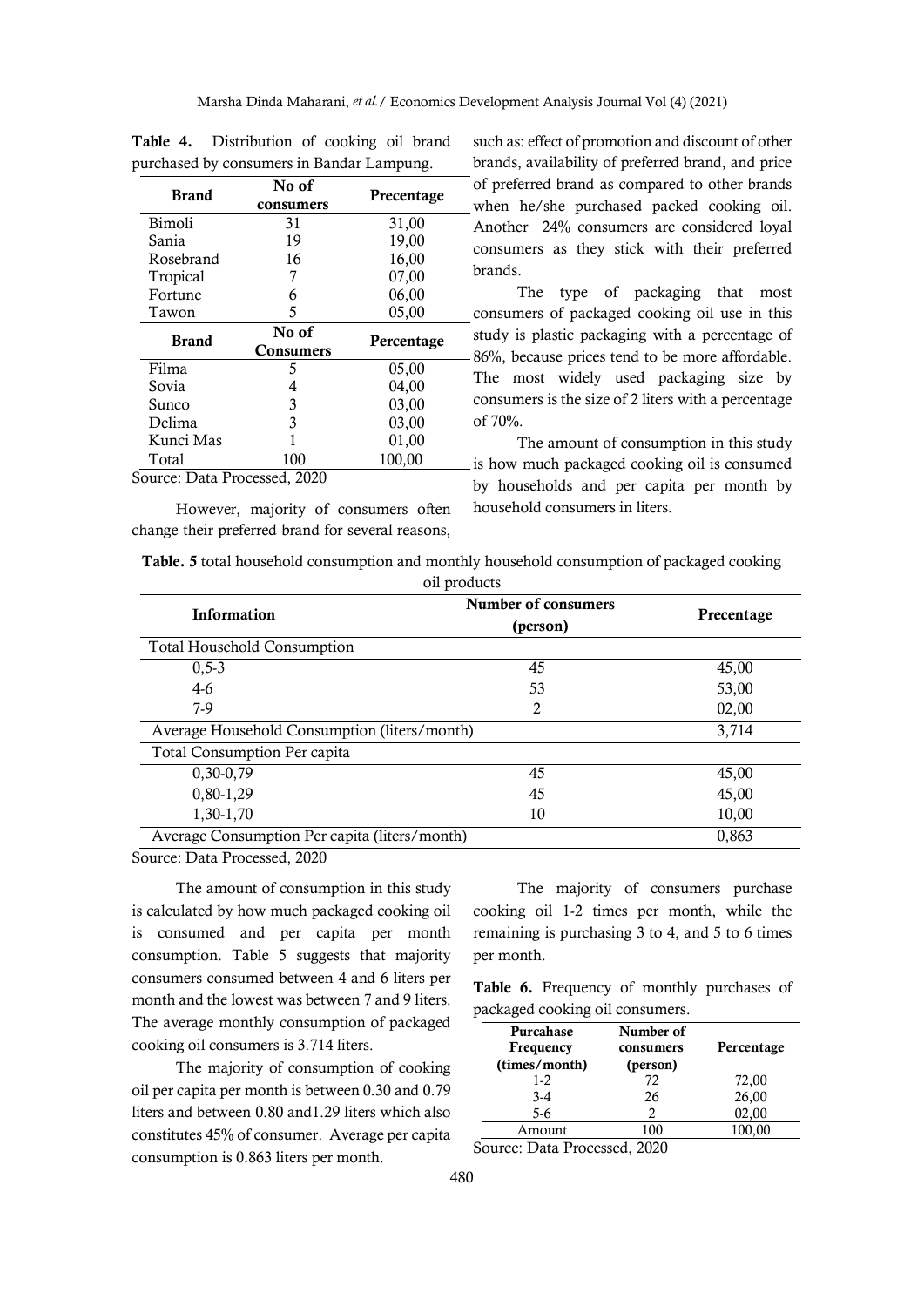**Table 4.** Distribution of cooking oil brand purchased by consumers in Bandar Lampung.

| Brand | No of consumers | Precentage |
|---|---|---|
| Bimoli | 31 | 31,00 |
| Sania | 19 | 19,00 |
| Rosebrand | 16 | 16,00 |
| Tropical | 7 | 07,00 |
| Fortune | 6 | 06,00 |
| Tawon | 5 | 05,00 |
| **Brand** | **No of Consumers** | **Percentage** |
| Filma | 5 | 05,00 |
| Sovia | 4 | 04,00 |
| Sunco | 3 | 03,00 |
| Delima | 3 | 03,00 |
| Kunci Mas | 1 | 01,00 |
| Total | 100 | 100,00 |

Source: Data Processed, 2020

However, majority of consumers often change their preferred brand for several reasons, such as: effect of promotion and discount of other brands, availability of preferred brand, and price of preferred brand as compared to other brands when he/she purchased packed cooking oil. Another 24% consumers are considered loyal consumers as they stick with their preferred brands.

The type of packaging that most consumers of packaged cooking oil use in this study is plastic packaging with a percentage of 86%, because prices tend to be more affordable. The most widely used packaging size by consumers is the size of 2 liters with a percentage of 70%.

The amount of consumption in this study is how much packaged cooking oil is consumed by households and per capita per month by household consumers in liters.

**Table. 5** total household consumption and monthly household consumption of packaged cooking oil products

| Information | Number of consumers (person) | Precentage |
|---|---|---|
| Total Household Consumption | | |
| 0,5-3 | 45 | 45,00 |
| 4-6 | 53 | 53,00 |
| 7-9 | 2 | 02,00 |
| Average Household Consumption (liters/month) | | 3,714 |
| Total Consumption Per capita | | |
| 0,30-0,79 | 45 | 45,00 |
| 0,80-1,29 | 45 | 45,00 |
| 1,30-1,70 | 10 | 10,00 |
| Average Consumption Per capita (liters/month) | | 0,863 |

Source: Data Processed, 2020

The amount of consumption in this study is calculated by how much packaged cooking oil is consumed and per capita per month consumption. Table 5 suggests that majority consumers consumed between 4 and 6 liters per month and the lowest was between 7 and 9 liters. The average monthly consumption of packaged cooking oil consumers is 3.714 liters.

The majority of consumption of cooking oil per capita per month is between 0.30 and 0.79 liters and between 0.80 and1.29 liters which also constitutes 45% of consumer. Average per capita consumption is 0.863 liters per month.

The majority of consumers purchase cooking oil 1-2 times per month, while the remaining is purchasing 3 to 4, and 5 to 6 times per month.

**Table 6.** Frequency of monthly purchases of packaged cooking oil consumers.

| Purcahase Frequency (times/month) | Number of consumers (person) | Percentage |
|---|---|---|
| 1-2 | 72 | 72,00 |
| 3-4 | 26 | 26,00 |
| 5-6 | 2 | 02,00 |
| Amount | 100 | 100,00 |

Source: Data Processed, 2020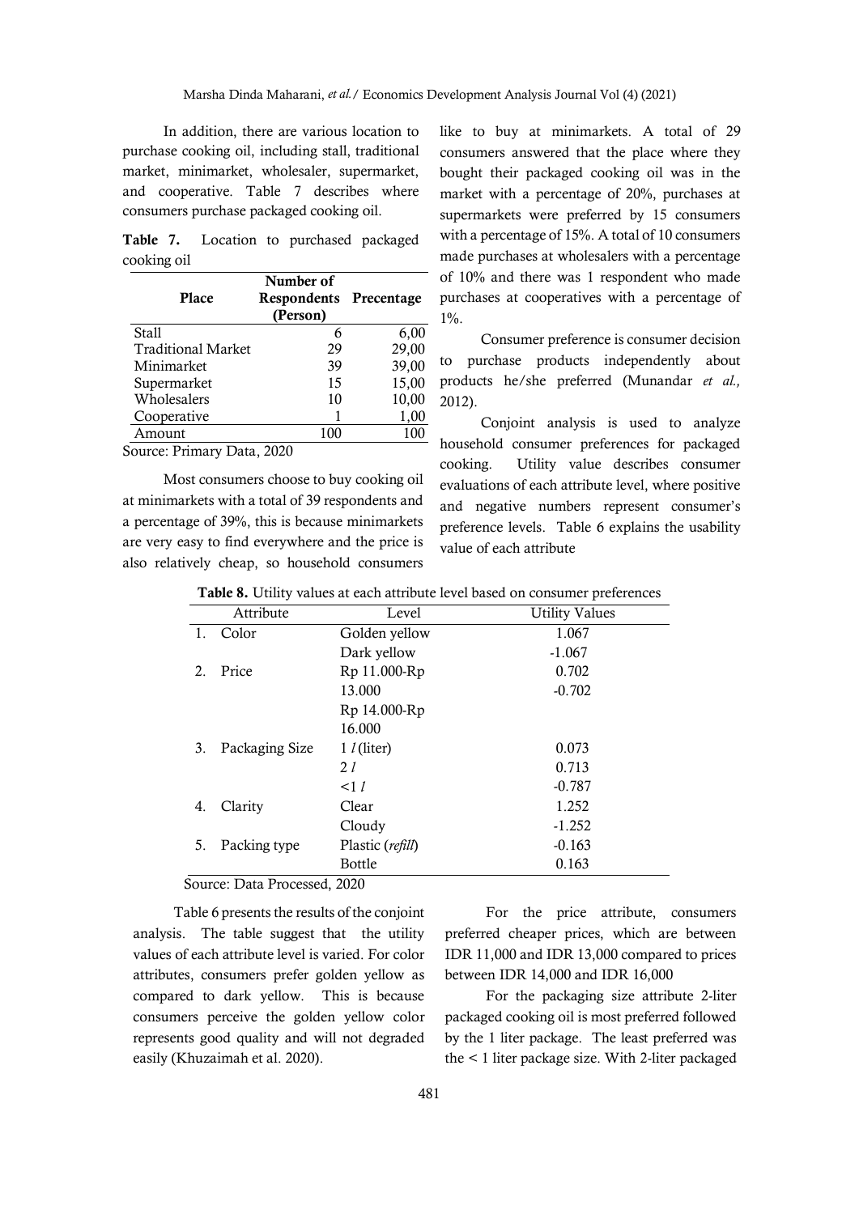In addition, there are various location to purchase cooking oil, including stall, traditional market, minimarket, wholesaler, supermarket, and cooperative. Table 7 describes where consumers purchase packaged cooking oil.

**Table 7.** Location to purchased packaged cooking oil

| Place | Number of Respondents (Person) | Precentage |
|---|---|---|
| Stall | 6 | 6,00 |
| Traditional Market | 29 | 29,00 |
| Minimarket | 39 | 39,00 |
| Supermarket | 15 | 15,00 |
| Wholesalers | 10 | 10,00 |
| Cooperative | 1 | 1,00 |
| Amount | 100 | 100 |

Source: Primary Data, 2020

Most consumers choose to buy cooking oil at minimarkets with a total of 39 respondents and a percentage of 39%, this is because minimarkets are very easy to find everywhere and the price is also relatively cheap, so household consumers like to buy at minimarkets. A total of 29 consumers answered that the place where they bought their packaged cooking oil was in the market with a percentage of 20%, purchases at supermarkets were preferred by 15 consumers with a percentage of 15%. A total of 10 consumers made purchases at wholesalers with a percentage of 10% and there was 1 respondent who made purchases at cooperatives with a percentage of 1%.

Consumer preference is consumer decision to purchase products independently about products he/she preferred (Munandar *et al.,* 2012).

Conjoint analysis is used to analyze household consumer preferences for packaged cooking. Utility value describes consumer evaluations of each attribute level, where positive and negative numbers represent consumer's preference levels. Table 6 explains the usability value of each attribute

**Table 8.** Utility values at each attribute level based on consumer preferences

| Attribute | Level | Utility Values |
|---|---|---|
| 1. Color | Golden yellow | 1.067 |
| | Dark yellow | -1.067 |
| 2. Price | Rp 11.000-Rp 13.000 | 0.702 |
| | Rp 14.000-Rp 16.000 | -0.702 |
| 3. Packaging Size | 1 *l* (liter) | 0.073 |
| | 2 *l* | 0.713 |
| | <1 *l* | -0.787 |
| 4. Clarity | Clear | 1.252 |
| | Cloudy | -1.252 |
| 5. Packing type | Plastic (*refill*) | -0.163 |
| | Bottle | 0.163 |

Source: Data Processed, 2020

Table 6 presents the results of the conjoint analysis. The table suggest that the utility values of each attribute level is varied. For color attributes, consumers prefer golden yellow as compared to dark yellow. This is because consumers perceive the golden yellow color represents good quality and will not degraded easily (Khuzaimah et al. 2020).

For the price attribute, consumers preferred cheaper prices, which are between IDR 11,000 and IDR 13,000 compared to prices between IDR 14,000 and IDR 16,000

For the packaging size attribute 2-liter packaged cooking oil is most preferred followed by the 1 liter package. The least preferred was the < 1 liter package size. With 2-liter packaged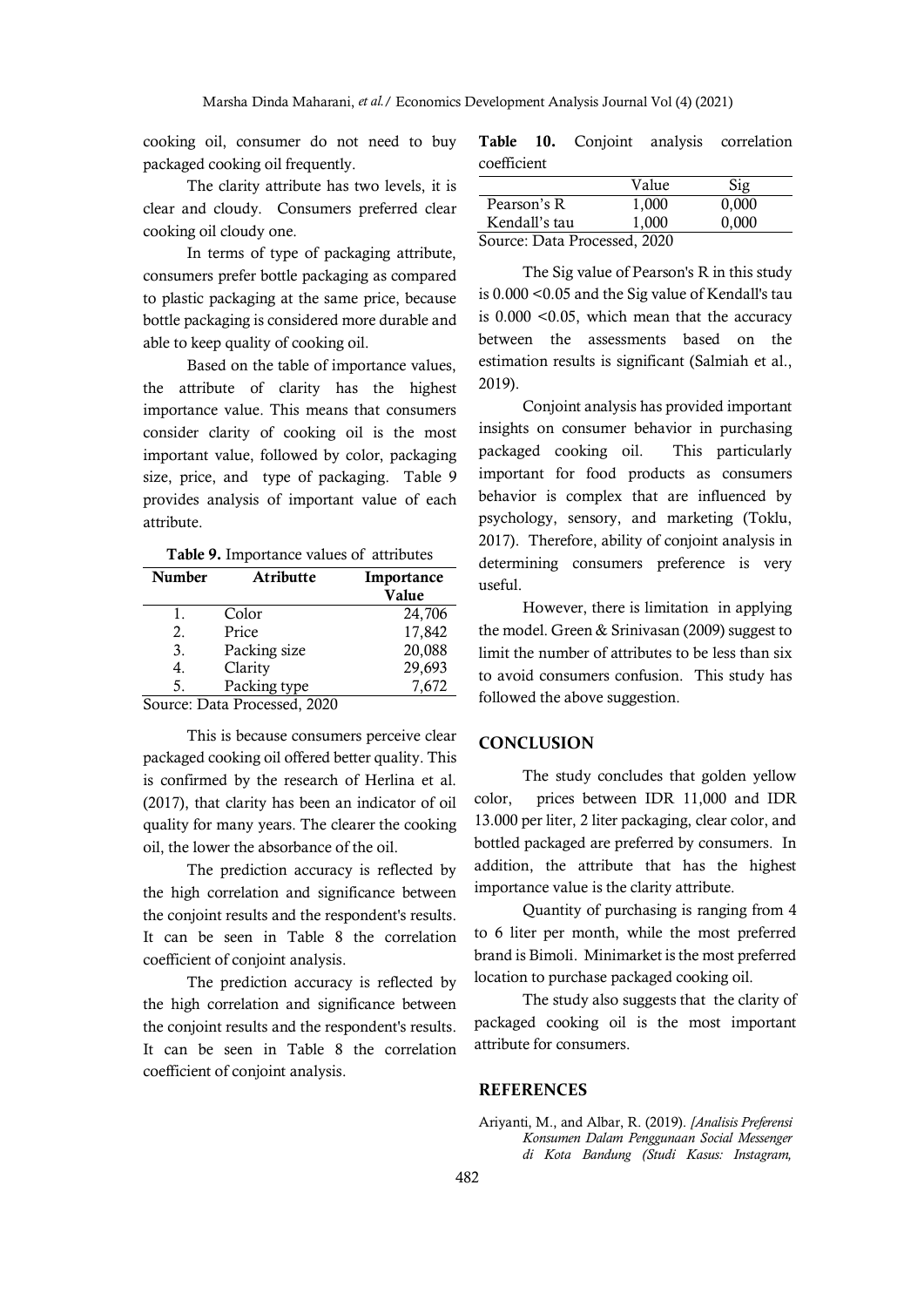cooking oil, consumer do not need to buy packaged cooking oil frequently.

The clarity attribute has two levels, it is clear and cloudy. Consumers preferred clear cooking oil cloudy one.

In terms of type of packaging attribute, consumers prefer bottle packaging as compared to plastic packaging at the same price, because bottle packaging is considered more durable and able to keep quality of cooking oil.

Based on the table of importance values, the attribute of clarity has the highest importance value. This means that consumers consider clarity of cooking oil is the most important value, followed by color, packaging size, price, and type of packaging. Table 9 provides analysis of important value of each attribute.

**Table 9.** Importance values of attributes

| Number | Atributte | Importance Value |
|---|---|---|
| 1. | Color | 24,706 |
| 2. | Price | 17,842 |
| 3. | Packing size | 20,088 |
| 4. | Clarity | 29,693 |
| 5. | Packing type | 7,672 |

Source: Data Processed, 2020

This is because consumers perceive clear packaged cooking oil offered better quality. This is confirmed by the research of Herlina et al. (2017), that clarity has been an indicator of oil quality for many years. The clearer the cooking oil, the lower the absorbance of the oil.

The prediction accuracy is reflected by the high correlation and significance between the conjoint results and the respondent's results. It can be seen in Table 8 the correlation coefficient of conjoint analysis.

The prediction accuracy is reflected by the high correlation and significance between the conjoint results and the respondent's results. It can be seen in Table 8 the correlation coefficient of conjoint analysis.

**Table 10.** Conjoint analysis correlation coefficient

| | Value | Sig |
|---|---|---|
| Pearson's R | 1,000 | 0,000 |
| Kendall's tau | 1,000 | 0,000 |

Source: Data Processed, 2020

The Sig value of Pearson's R in this study is 0.000 <0.05 and the Sig value of Kendall's tau is 0.000 <0.05, which mean that the accuracy between the assessments based on the estimation results is significant (Salmiah et al., 2019).

Conjoint analysis has provided important insights on consumer behavior in purchasing packaged cooking oil. This particularly important for food products as consumers behavior is complex that are influenced by psychology, sensory, and marketing (Toklu, 2017). Therefore, ability of conjoint analysis in determining consumers preference is very useful.

However, there is limitation in applying the model. Green & Srinivasan (2009) suggest to limit the number of attributes to be less than six to avoid consumers confusion. This study has followed the above suggestion.

## CONCLUSION

The study concludes that golden yellow color, prices between IDR 11,000 and IDR 13.000 per liter, 2 liter packaging, clear color, and bottled packaged are preferred by consumers. In addition, the attribute that has the highest importance value is the clarity attribute.

Quantity of purchasing is ranging from 4 to 6 liter per month, while the most preferred brand is Bimoli. Minimarket is the most preferred location to purchase packaged cooking oil.

The study also suggests that the clarity of packaged cooking oil is the most important attribute for consumers.

## REFERENCES

Ariyanti, M., and Albar, R. (2019). *[Analisis Preferensi Konsumen Dalam Penggunaan Social Messenger di Kota Bandung (Studi Kasus: Instagram,*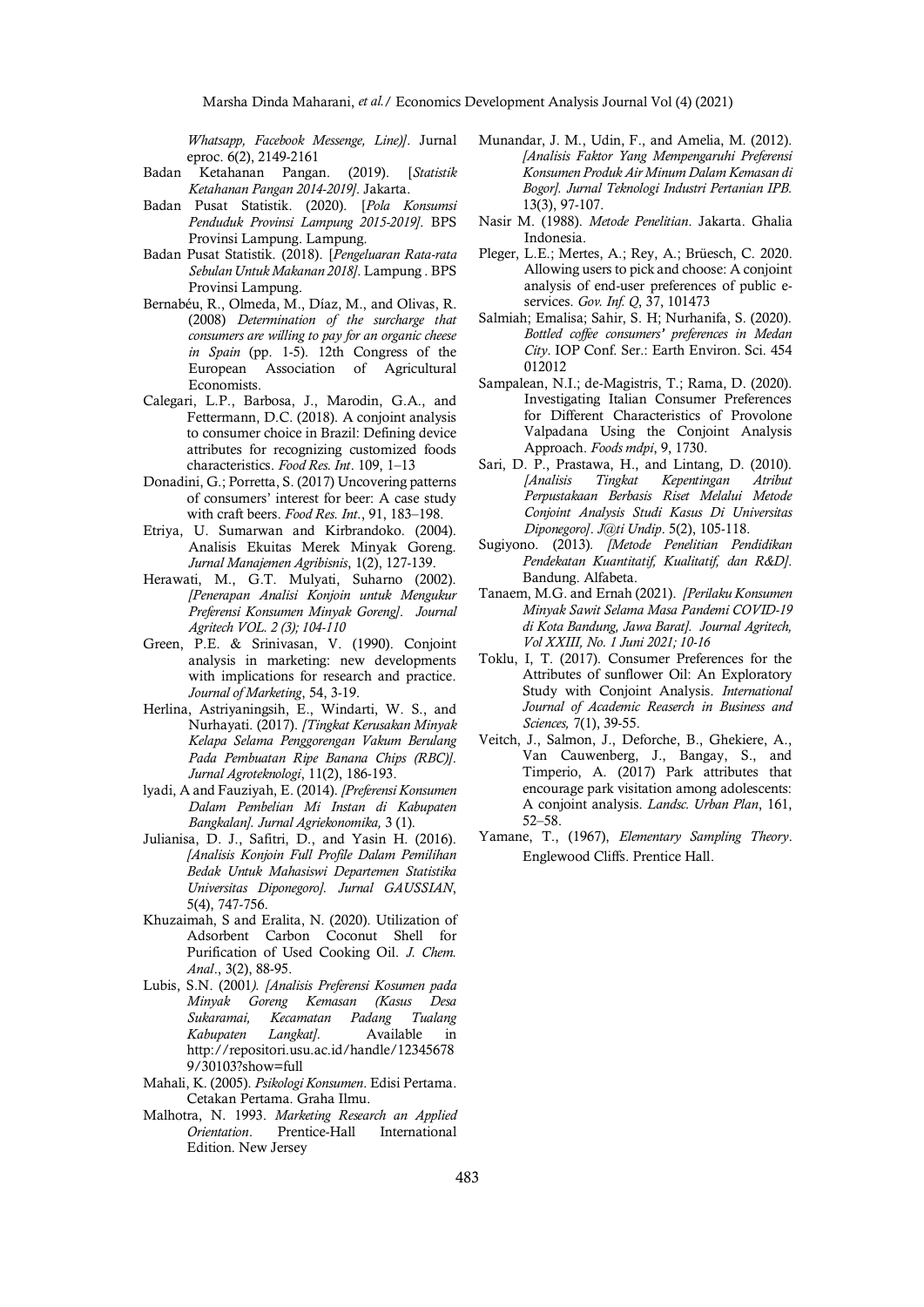*Whatsapp, Facebook Messenge, Line)]*. Jurnal eproc. 6(2), 2149-2161

Badan Ketahanan Pangan. (2019). [*Statistik Ketahanan Pangan 2014-2019]*. Jakarta.

Badan Pusat Statistik. (2020). [*Pola Konsumsi Penduduk Provinsi Lampung 2015-2019]*. BPS Provinsi Lampung. Lampung.

Badan Pusat Statistik. (2018). [*Pengeluaran Rata-rata Sebulan Untuk Makanan 2018]*. Lampung . BPS Provinsi Lampung.

Bernabéu, R., Olmeda, M., Díaz, M., and Olivas, R. (2008) *Determination of the surcharge that consumers are willing to pay for an organic cheese in Spain* (pp. 1-5). 12th Congress of the European Association of Agricultural Economists.

Calegari, L.P., Barbosa, J., Marodin, G.A., and Fettermann, D.C. (2018). A conjoint analysis to consumer choice in Brazil: Defining device attributes for recognizing customized foods characteristics. *Food Res. Int*. 109, 1–13

Donadini, G.; Porretta, S. (2017) Uncovering patterns of consumers' interest for beer: A case study with craft beers. *Food Res. Int.*, 91, 183–198.

Etriya, U. Sumarwan and Kirbrandoko. (2004). Analisis Ekuitas Merek Minyak Goreng. *Jurnal Manajemen Agribisnis*, 1(2), 127-139.

Herawati, M., G.T. Mulyati, Suharno (2002). *[Penerapan Analisi Konjoin untuk Mengukur Preferensi Konsumen Minyak Goreng]. Journal Agritech VOL. 2 (3); 104-110*

Green, P.E. & Srinivasan, V. (1990). Conjoint analysis in marketing: new developments with implications for research and practice. *Journal of Marketing*, 54, 3-19.

Herlina, Astriyaningsih, E., Windarti, W. S., and Nurhayati. (2017). *[Tingkat Kerusakan Minyak Kelapa Selama Penggorengan Vakum Berulang Pada Pembuatan Ripe Banana Chips (RBC)]*. *Jurnal Agroteknologi*, 11(2), 186-193.

lyadi, A and Fauziyah, E. (2014). *[Preferensi Konsumen Dalam Pembelian Mi Instan di Kabupaten Bangkalan]. Jurnal Agriekonomika,* 3 (1).

Julianisa, D. J., Safitri, D., and Yasin H. (2016). *[Analisis Konjoin Full Profile Dalam Pemilihan Bedak Untuk Mahasiswi Departemen Statistika Universitas Diponegoro]. Jurnal GAUSSIAN*, 5(4), 747-756.

Khuzaimah, S and Eralita, N. (2020). Utilization of Adsorbent Carbon Coconut Shell for Purification of Used Cooking Oil. *J. Chem. Anal*., 3(2), 88-95.

Lubis, S.N. (2001*). [Analisis Preferensi Kosumen pada Minyak Goreng Kemasan (Kasus Desa Sukaramai, Kecamatan Padang Tualang Kabupaten Langkat]*. Available in http://repositori.usu.ac.id/handle/123456789/30103?show=full

Mahali, K. (2005). *Psikologi Konsumen*. Edisi Pertama. Cetakan Pertama. Graha Ilmu.

Malhotra, N. 1993. *Marketing Research an Applied Orientation*. Prentice-Hall International Edition. New Jersey

Munandar, J. M., Udin, F., and Amelia, M. (2012). *[Analisis Faktor Yang Mempengaruhi Preferensi Konsumen Produk Air Minum Dalam Kemasan di Bogor]. Jurnal Teknologi Industri Pertanian IPB.* 13(3), 97-107.

Nasir M. (1988). *Metode Penelitian*. Jakarta. Ghalia Indonesia.

Pleger, L.E.; Mertes, A.; Rey, A.; Brüesch, C. 2020. Allowing users to pick and choose: A conjoint analysis of end-user preferences of public e-services. *Gov. Inf. Q*, 37, 101473

Salmiah; Emalisa; Sahir, S. H; Nurhanifa, S. (2020). *Bottled coffee consumers' preferences in Medan City*. IOP Conf. Ser.: Earth Environ. Sci. 454 012012

Sampalean, N.I.; de-Magistris, T.; Rama, D. (2020). Investigating Italian Consumer Preferences for Different Characteristics of Provolone Valpadana Using the Conjoint Analysis Approach. *Foods mdpi*, 9, 1730.

Sari, D. P., Prastawa, H., and Lintang, D. (2010). *[Analisis Tingkat Kepentingan Atribut Perpustakaan Berbasis Riset Melalui Metode Conjoint Analysis Studi Kasus Di Universitas Diponegoro]*. *J@ti Undip*. 5(2), 105-118.

Sugiyono. (2013)*. [Metode Penelitian Pendidikan Pendekatan Kuantitatif, Kualitatif, dan R&D]*. Bandung. Alfabeta.

Tanaem, M.G. and Ernah (2021). *[Perilaku Konsumen Minyak Sawit Selama Masa Pandemi COVID-19 di Kota Bandung, Jawa Barat]. Journal Agritech, Vol XXIII, No. 1 Juni 2021; 10-16*

Toklu, I, T. (2017). Consumer Preferences for the Attributes of sunflower Oil: An Exploratory Study with Conjoint Analysis. *International Journal of Academic Reaserch in Business and Sciences,* 7(1), 39-55.

Veitch, J., Salmon, J., Deforche, B., Ghekiere, A., Van Cauwenberg, J., Bangay, S., and Timperio, A. (2017) Park attributes that encourage park visitation among adolescents: A conjoint analysis. *Landsc. Urban Plan*, 161, 52–58.

Yamane, T., (1967), *Elementary Sampling Theory*. Englewood Cliffs. Prentice Hall.